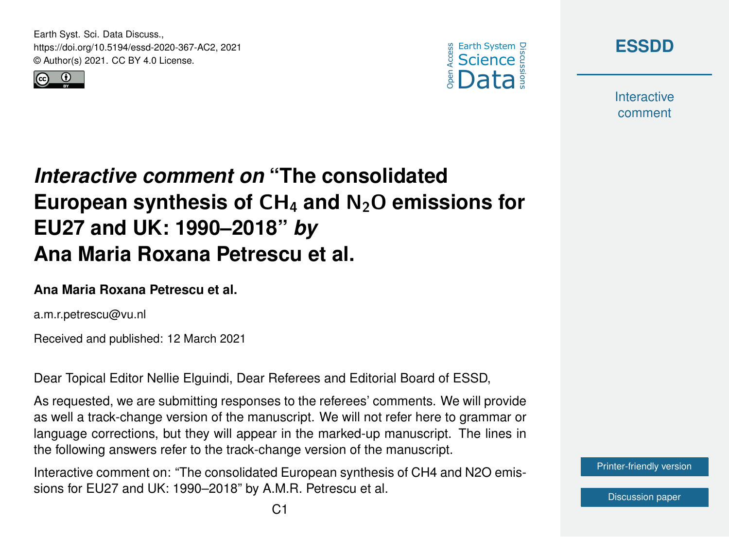Earth Syst. Sci. Data Discuss.,
https://doi.org/10.5194/essd-2020-367-AC2, 2021
© Author(s) 2021. CC BY 4.0 License.

# *Interactive comment on* "The consolidated European synthesis of $CH_4$ and $N_2O$ emissions for EU27 and UK: 1990–2018" *by* Ana Maria Roxana Petrescu et al.

**Ana Maria Roxana Petrescu et al.**

a.m.r.petrescu@vu.nl

Received and published: 12 March 2021

Dear Topical Editor Nellie Elguindi, Dear Referees and Editorial Board of ESSD,

As requested, we are submitting responses to the referees' comments. We will provide as well a track-change version of the manuscript. We will not refer here to grammar or language corrections, but they will appear in the marked-up manuscript. The lines in the following answers refer to the track-change version of the manuscript.

Interactive comment on: "The consolidated European synthesis of CH4 and N2O emissions for EU27 and UK: 1990–2018" by A.M.R. Petrescu et al.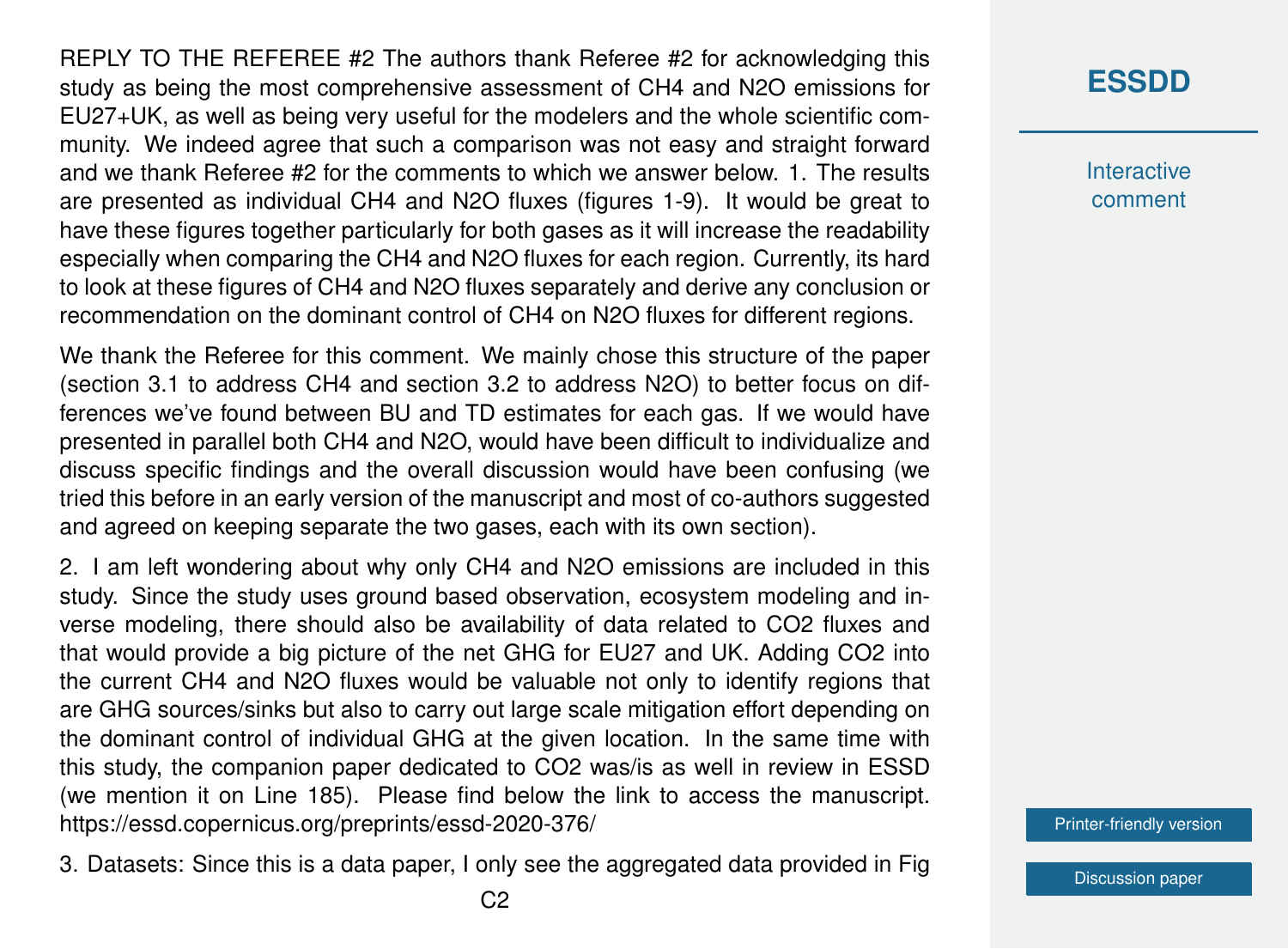REPLY TO THE REFEREE #2 The authors thank Referee #2 for acknowledging this study as being the most comprehensive assessment of $CH_4$ and $N_2O$ emissions for EU27+UK, as well as being very useful for the modelers and the whole scientific community. We indeed agree that such a comparison was not easy and straight forward and we thank Referee #2 for the comments to which we answer below. 1. The results are presented as individual $CH_4$ and $N_2O$ fluxes (figures 1-9). It would be great to have these figures together particularly for both gases as it will increase the readability especially when comparing the $CH_4$ and $N_2O$ fluxes for each region. Currently, its hard to look at these figures of $CH_4$ and $N_2O$ fluxes separately and derive any conclusion or recommendation on the dominant control of $CH_4$ on $N_2O$ fluxes for different regions.

We thank the Referee for this comment. We mainly chose this structure of the paper (section 3.1 to address $CH_4$ and section 3.2 to address $N_2O$) to better focus on differences we've found between BU and TD estimates for each gas. If we would have presented in parallel both $CH_4$ and $N_2O$, would have been difficult to individualize and discuss specific findings and the overall discussion would have been confusing (we tried this before in an early version of the manuscript and most of co-authors suggested and agreed on keeping separate the two gases, each with its own section).

2. I am left wondering about why only $CH_4$ and $N_2O$ emissions are included in this study. Since the study uses ground based observation, ecosystem modeling and inverse modeling, there should also be availability of data related to $CO_2$ fluxes and that would provide a big picture of the net GHG for EU27 and UK. Adding $CO_2$ into the current $CH_4$ and $N_2O$ fluxes would be valuable not only to identify regions that are GHG sources/sinks but also to carry out large scale mitigation effort depending on the dominant control of individual GHG at the given location. In the same time with this study, the companion paper dedicated to $CO_2$ was/is as well in review in ESSD (we mention it on Line 185). Please find below the link to access the manuscript. https://essd.copernicus.org/preprints/essd-2020-376/

3. Datasets: Since this is a data paper, I only see the aggregated data provided in Fig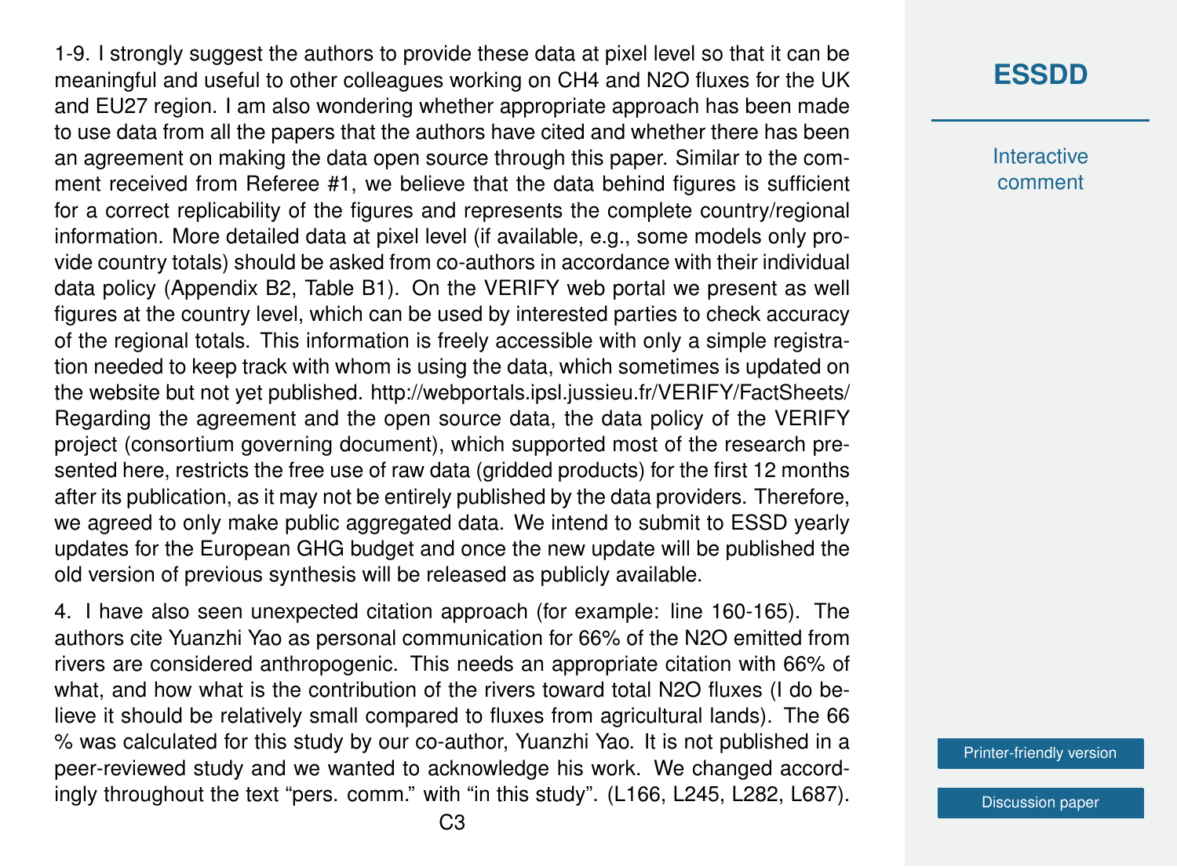1-9. I strongly suggest the authors to provide these data at pixel level so that it can be meaningful and useful to other colleagues working on $CH_4$ and $N_2O$ fluxes for the UK and EU27 region. I am also wondering whether appropriate approach has been made to use data from all the papers that the authors have cited and whether there has been an agreement on making the data open source through this paper. Similar to the comment received from Referee #1, we believe that the data behind figures is sufficient for a correct replicability of the figures and represents the complete country/regional information. More detailed data at pixel level (if available, e.g., some models only provide country totals) should be asked from co-authors in accordance with their individual data policy (Appendix B2, Table B1). On the VERIFY web portal we present as well figures at the country level, which can be used by interested parties to check accuracy of the regional totals. This information is freely accessible with only a simple registration needed to keep track with whom is using the data, which sometimes is updated on the website but not yet published. http://webportals.ipsl.jussieu.fr/VERIFY/FactSheets/ Regarding the agreement and the open source data, the data policy of the VERIFY project (consortium governing document), which supported most of the research presented here, restricts the free use of raw data (gridded products) for the first 12 months after its publication, as it may not be entirely published by the data providers. Therefore, we agreed to only make public aggregated data. We intend to submit to ESSD yearly updates for the European GHG budget and once the new update will be published the old version of previous synthesis will be released as publicly available.

4. I have also seen unexpected citation approach (for example: line 160-165). The authors cite Yuanzhi Yao as personal communication for 66% of the $N_2O$ emitted from rivers are considered anthropogenic. This needs an appropriate citation with 66% of what, and how what is the contribution of the rivers toward total $N_2O$ fluxes (I do believe it should be relatively small compared to fluxes from agricultural lands). The 66 % was calculated for this study by our co-author, Yuanzhi Yao. It is not published in a peer-reviewed study and we wanted to acknowledge his work. We changed accordingly throughout the text "pers. comm." with "in this study". (L166, L245, L282, L687).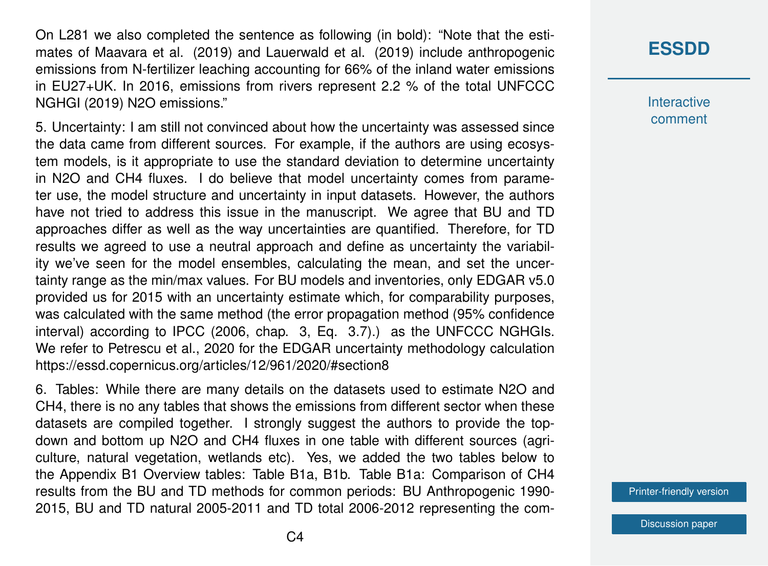On L281 we also completed the sentence as following (in bold): "Note that the estimates of Maavara et al. (2019) and Lauerwald et al. (2019) include anthropogenic emissions from N-fertilizer leaching accounting for 66% of the inland water emissions in EU27+UK. In 2016, emissions from rivers represent 2.2 % of the total UNFCCC NGHGI (2019) N2O emissions."

5. Uncertainty: I am still not convinced about how the uncertainty was assessed since the data came from different sources. For example, if the authors are using ecosystem models, is it appropriate to use the standard deviation to determine uncertainty in N2O and CH4 fluxes. I do believe that model uncertainty comes from parameter use, the model structure and uncertainty in input datasets. However, the authors have not tried to address this issue in the manuscript. We agree that BU and TD approaches differ as well as the way uncertainties are quantified. Therefore, for TD results we agreed to use a neutral approach and define as uncertainty the variability we've seen for the model ensembles, calculating the mean, and set the uncertainty range as the min/max values. For BU models and inventories, only EDGAR v5.0 provided us for 2015 with an uncertainty estimate which, for comparability purposes, was calculated with the same method (the error propagation method (95% confidence interval) according to IPCC (2006, chap. 3, Eq. 3.7).) as the UNFCCC NGHGIs. We refer to Petrescu et al., 2020 for the EDGAR uncertainty methodology calculation https://essd.copernicus.org/articles/12/961/2020/#section8

6. Tables: While there are many details on the datasets used to estimate N2O and CH4, there is no any tables that shows the emissions from different sector when these datasets are compiled together. I strongly suggest the authors to provide the top-down and bottom up N2O and CH4 fluxes in one table with different sources (agriculture, natural vegetation, wetlands etc). Yes, we added the two tables below to the Appendix B1 Overview tables: Table B1a, B1b. Table B1a: Comparison of CH4 results from the BU and TD methods for common periods: BU Anthropogenic 1990-2015, BU and TD natural 2005-2011 and TD total 2006-2012 representing the com-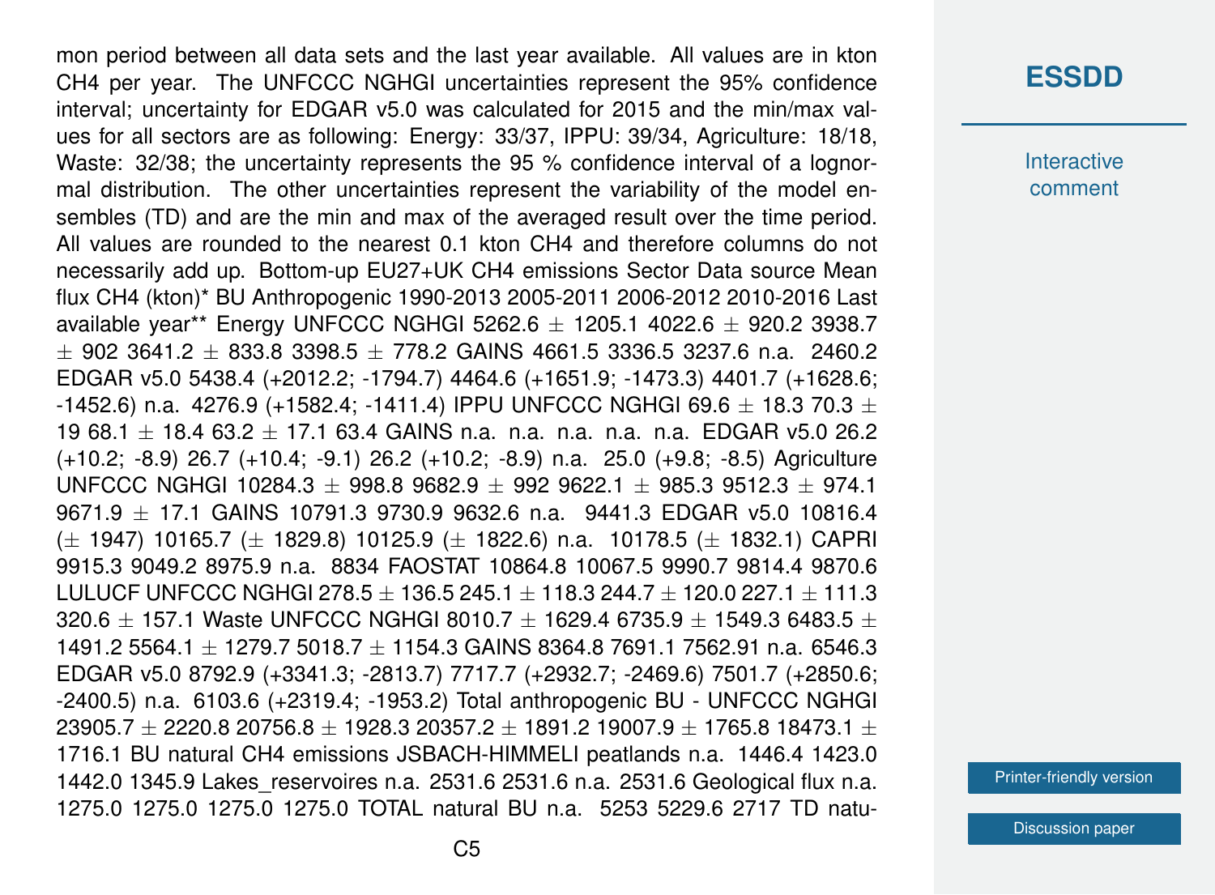mon period between all data sets and the last year available. All values are in kton CH4 per year. The UNFCCC NGHGI uncertainties represent the 95% confidence interval; uncertainty for EDGAR v5.0 was calculated for 2015 and the min/max values for all sectors are as following: Energy: 33/37, IPPU: 39/34, Agriculture: 18/18, Waste: 32/38; the uncertainty represents the 95 % confidence interval of a lognormal distribution. The other uncertainties represent the variability of the model ensembles (TD) and are the min and max of the averaged result over the time period. All values are rounded to the nearest 0.1 kton CH4 and therefore columns do not necessarily add up. Bottom-up EU27+UK CH4 emissions Sector Data source Mean flux CH4 (kton)* BU Anthropogenic 1990-2013 2005-2011 2006-2012 2010-2016 Last available year** Energy UNFCCC NGHGI 5262.6 ± 1205.1 4022.6 ± 920.2 3938.7 ± 902 3641.2 ± 833.8 3398.5 ± 778.2 GAINS 4661.5 3336.5 3237.6 n.a. 2460.2 EDGAR v5.0 5438.4 (+2012.2; -1794.7) 4464.6 (+1651.9; -1473.3) 4401.7 (+1628.6; -1452.6) n.a. 4276.9 (+1582.4; -1411.4) IPPU UNFCCC NGHGI 69.6 ± 18.3 70.3 ± 19 68.1 ± 18.4 63.2 ± 17.1 63.4 GAINS n.a. n.a. n.a. n.a. n.a. EDGAR v5.0 26.2 (+10.2; -8.9) 26.7 (+10.4; -9.1) 26.2 (+10.2; -8.9) n.a. 25.0 (+9.8; -8.5) Agriculture UNFCCC NGHGI 10284.3 ± 998.8 9682.9 ± 992 9622.1 ± 985.3 9512.3 ± 974.1 9671.9 ± 17.1 GAINS 10791.3 9730.9 9632.6 n.a. 9441.3 EDGAR v5.0 10816.4 (± 1947) 10165.7 (± 1829.8) 10125.9 (± 1822.6) n.a. 10178.5 (± 1832.1) CAPRI 9915.3 9049.2 8975.9 n.a. 8834 FAOSTAT 10864.8 10067.5 9990.7 9814.4 9870.6 LULUCF UNFCCC NGHGI 278.5 ± 136.5 245.1 ± 118.3 244.7 ± 120.0 227.1 ± 111.3 320.6 ± 157.1 Waste UNFCCC NGHGI 8010.7 ± 1629.4 6735.9 ± 1549.3 6483.5 ± 1491.2 5564.1 ± 1279.7 5018.7 ± 1154.3 GAINS 8364.8 7691.1 7562.91 n.a. 6546.3 EDGAR v5.0 8792.9 (+3341.3; -2813.7) 7717.7 (+2932.7; -2469.6) 7501.7 (+2850.6; -2400.5) n.a. 6103.6 (+2319.4; -1953.2) Total anthropogenic BU - UNFCCC NGHGI 23905.7 ± 2220.8 20756.8 ± 1928.3 20357.2 ± 1891.2 19007.9 ± 1765.8 18473.1 ± 1716.1 BU natural CH4 emissions JSBACH-HIMMELI peatlands n.a. 1446.4 1423.0 1442.0 1345.9 Lakes_reservoires n.a. 2531.6 2531.6 n.a. 2531.6 Geological flux n.a. 1275.0 1275.0 1275.0 1275.0 TOTAL natural BU n.a. 5253 5229.6 2717 TD natu-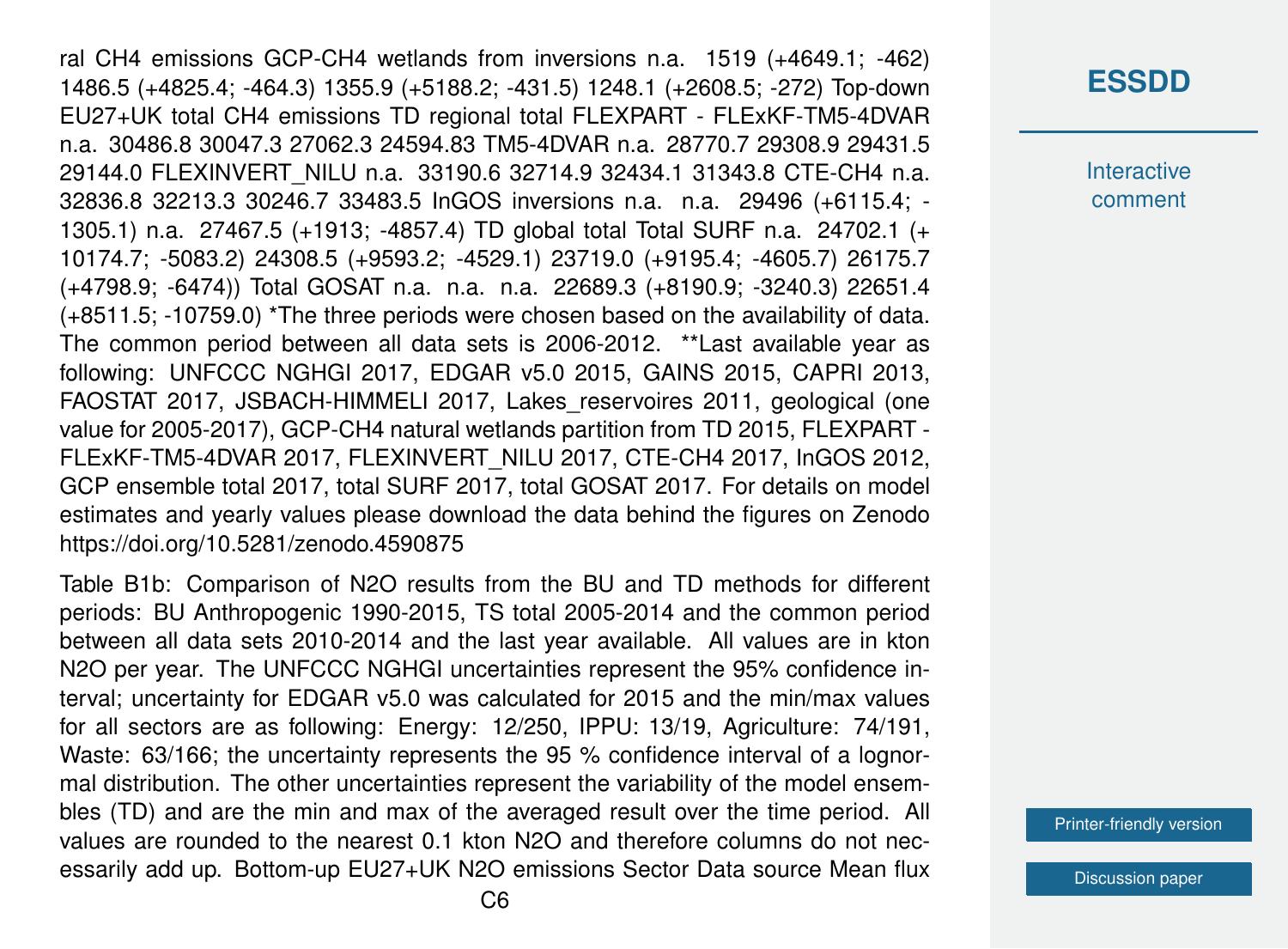ral CH4 emissions GCP-CH4 wetlands from inversions n.a. 1519 (+4649.1; -462) 1486.5 (+4825.4; -464.3) 1355.9 (+5188.2; -431.5) 1248.1 (+2608.5; -272) Top-down EU27+UK total CH4 emissions TD regional total FLEXPART - FLExKF-TM5-4DVAR n.a. 30486.8 30047.3 27062.3 24594.83 TM5-4DVAR n.a. 28770.7 29308.9 29431.5 29144.0 FLEXINVERT_NILU n.a. 33190.6 32714.9 32434.1 31343.8 CTE-CH4 n.a. 32836.8 32213.3 30246.7 33483.5 InGOS inversions n.a. n.a. 29496 (+6115.4; -1305.1) n.a. 27467.5 (+1913; -4857.4) TD global total Total SURF n.a. 24702.1 (+10174.7; -5083.2) 24308.5 (+9593.2; -4529.1) 23719.0 (+9195.4; -4605.7) 26175.7 (+4798.9; -6474)) Total GOSAT n.a. n.a. n.a. 22689.3 (+8190.9; -3240.3) 22651.4 (+8511.5; -10759.0) *The three periods were chosen based on the availability of data. The common period between all data sets is 2006-2012. **Last available year as following: UNFCCC NGHGI 2017, EDGAR v5.0 2015, GAINS 2015, CAPRI 2013, FAOSTAT 2017, JSBACH-HIMMELI 2017, Lakes_reservoires 2011, geological (one value for 2005-2017), GCP-CH4 natural wetlands partition from TD 2015, FLEXPART - FLExKF-TM5-4DVAR 2017, FLEXINVERT_NILU 2017, CTE-CH4 2017, InGOS 2012, GCP ensemble total 2017, total SURF 2017, total GOSAT 2017. For details on model estimates and yearly values please download the data behind the figures on Zenodo https://doi.org/10.5281/zenodo.4590875

Table B1b: Comparison of N2O results from the BU and TD methods for different periods: BU Anthropogenic 1990-2015, TS total 2005-2014 and the common period between all data sets 2010-2014 and the last year available. All values are in kton N2O per year. The UNFCCC NGHGI uncertainties represent the 95% confidence interval; uncertainty for EDGAR v5.0 was calculated for 2015 and the min/max values for all sectors are as following: Energy: 12/250, IPPU: 13/19, Agriculture: 74/191, Waste: 63/166; the uncertainty represents the 95 % confidence interval of a lognormal distribution. The other uncertainties represent the variability of the model ensembles (TD) and are the min and max of the averaged result over the time period. All values are rounded to the nearest 0.1 kton N2O and therefore columns do not necessarily add up. Bottom-up EU27+UK N2O emissions Sector Data source Mean flux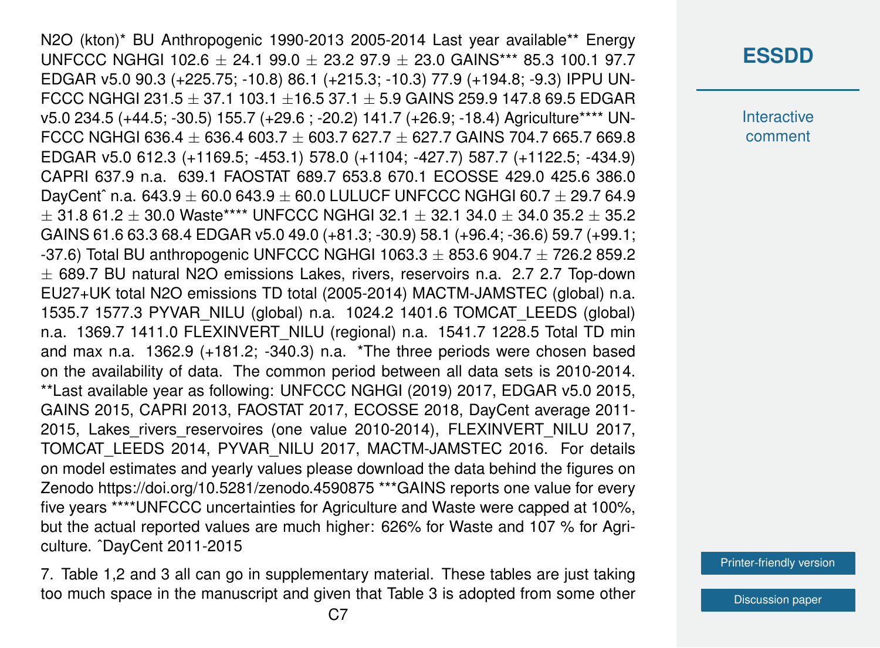N2O (kton)* BU Anthropogenic 1990-2013 2005-2014 Last year available** Energy UNFCCC NGHGI 102.6 ± 24.1 99.0 ± 23.2 97.9 ± 23.0 GAINS*** 85.3 100.1 97.7 EDGAR v5.0 90.3 (+225.75; -10.8) 86.1 (+215.3; -10.3) 77.9 (+194.8; -9.3) IPPU UNFCCC NGHGI 231.5 ± 37.1 103.1 ±16.5 37.1 ± 5.9 GAINS 259.9 147.8 69.5 EDGAR v5.0 234.5 (+44.5; -30.5) 155.7 (+29.6 ; -20.2) 141.7 (+26.9; -18.4) Agriculture**** UNFCCC NGHGI 636.4 ± 636.4 603.7 ± 603.7 627.7 ± 627.7 GAINS 704.7 665.7 669.8 EDGAR v5.0 612.3 (+1169.5; -453.1) 578.0 (+1104; -427.7) 587.7 (+1122.5; -434.9) CAPRI 637.9 n.a. 639.1 FAOSTAT 689.7 653.8 670.1 ECOSSE 429.0 425.6 386.0 DayCentˆ n.a. 643.9 ± 60.0 643.9 ± 60.0 LULUCF UNFCCC NGHGI 60.7 ± 29.7 64.9 ± 31.8 61.2 ± 30.0 Waste**** UNFCCC NGHGI 32.1 ± 32.1 34.0 ± 34.0 35.2 ± 35.2 GAINS 61.6 63.3 68.4 EDGAR v5.0 49.0 (+81.3; -30.9) 58.1 (+96.4; -36.6) 59.7 (+99.1; -37.6) Total BU anthropogenic UNFCCC NGHGI 1063.3 ± 853.6 904.7 ± 726.2 859.2 ± 689.7 BU natural N2O emissions Lakes, rivers, reservoirs n.a. 2.7 2.7 Top-down EU27+UK total N2O emissions TD total (2005-2014) MACTM-JAMSTEC (global) n.a. 1535.7 1577.3 PYVAR_NILU (global) n.a. 1024.2 1401.6 TOMCAT_LEEDS (global) n.a. 1369.7 1411.0 FLEXINVERT_NILU (regional) n.a. 1541.7 1228.5 Total TD min and max n.a. 1362.9 (+181.2; -340.3) n.a. *The three periods were chosen based on the availability of data. The common period between all data sets is 2010-2014. **Last available year as following: UNFCCC NGHGI (2019) 2017, EDGAR v5.0 2015, GAINS 2015, CAPRI 2013, FAOSTAT 2017, ECOSSE 2018, DayCent average 2011-2015, Lakes_rivers_reservoires (one value 2010-2014), FLEXINVERT_NILU 2017, TOMCAT_LEEDS 2014, PYVAR_NILU 2017, MACTM-JAMSTEC 2016. For details on model estimates and yearly values please download the data behind the figures on Zenodo https://doi.org/10.5281/zenodo.4590875 ***GAINS reports one value for every five years ****UNFCCC uncertainties for Agriculture and Waste were capped at 100%, but the actual reported values are much higher: 626% for Waste and 107 % for Agriculture. ˆDayCent 2011-2015

7. Table 1,2 and 3 all can go in supplementary material. These tables are just taking too much space in the manuscript and given that Table 3 is adopted from some other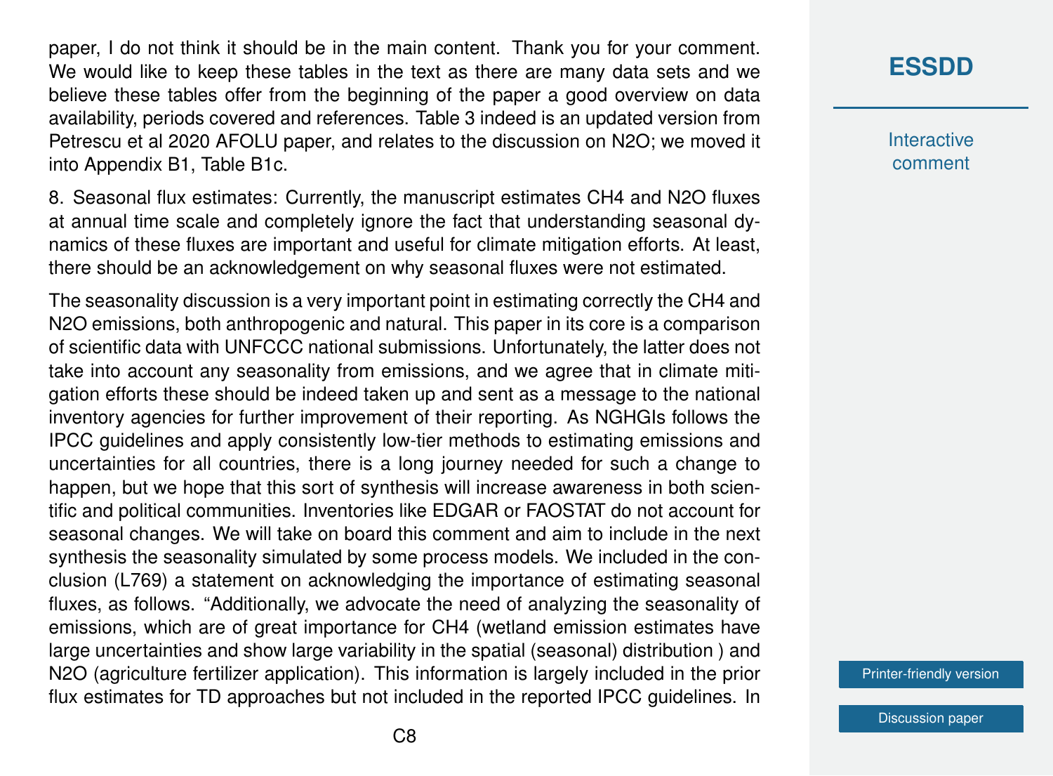paper, I do not think it should be in the main content. Thank you for your comment. We would like to keep these tables in the text as there are many data sets and we believe these tables offer from the beginning of the paper a good overview on data availability, periods covered and references. Table 3 indeed is an updated version from Petrescu et al 2020 AFOLU paper, and relates to the discussion on N2O; we moved it into Appendix B1, Table B1c.

8. Seasonal flux estimates: Currently, the manuscript estimates CH4 and N2O fluxes at annual time scale and completely ignore the fact that understanding seasonal dynamics of these fluxes are important and useful for climate mitigation efforts. At least, there should be an acknowledgement on why seasonal fluxes were not estimated.

The seasonality discussion is a very important point in estimating correctly the CH4 and N2O emissions, both anthropogenic and natural. This paper in its core is a comparison of scientific data with UNFCCC national submissions. Unfortunately, the latter does not take into account any seasonality from emissions, and we agree that in climate mitigation efforts these should be indeed taken up and sent as a message to the national inventory agencies for further improvement of their reporting. As NGHGIs follows the IPCC guidelines and apply consistently low-tier methods to estimating emissions and uncertainties for all countries, there is a long journey needed for such a change to happen, but we hope that this sort of synthesis will increase awareness in both scientific and political communities. Inventories like EDGAR or FAOSTAT do not account for seasonal changes. We will take on board this comment and aim to include in the next synthesis the seasonality simulated by some process models. We included in the conclusion (L769) a statement on acknowledging the importance of estimating seasonal fluxes, as follows. "Additionally, we advocate the need of analyzing the seasonality of emissions, which are of great importance for CH4 (wetland emission estimates have large uncertainties and show large variability in the spatial (seasonal) distribution ) and N2O (agriculture fertilizer application). This information is largely included in the prior flux estimates for TD approaches but not included in the reported IPCC guidelines. In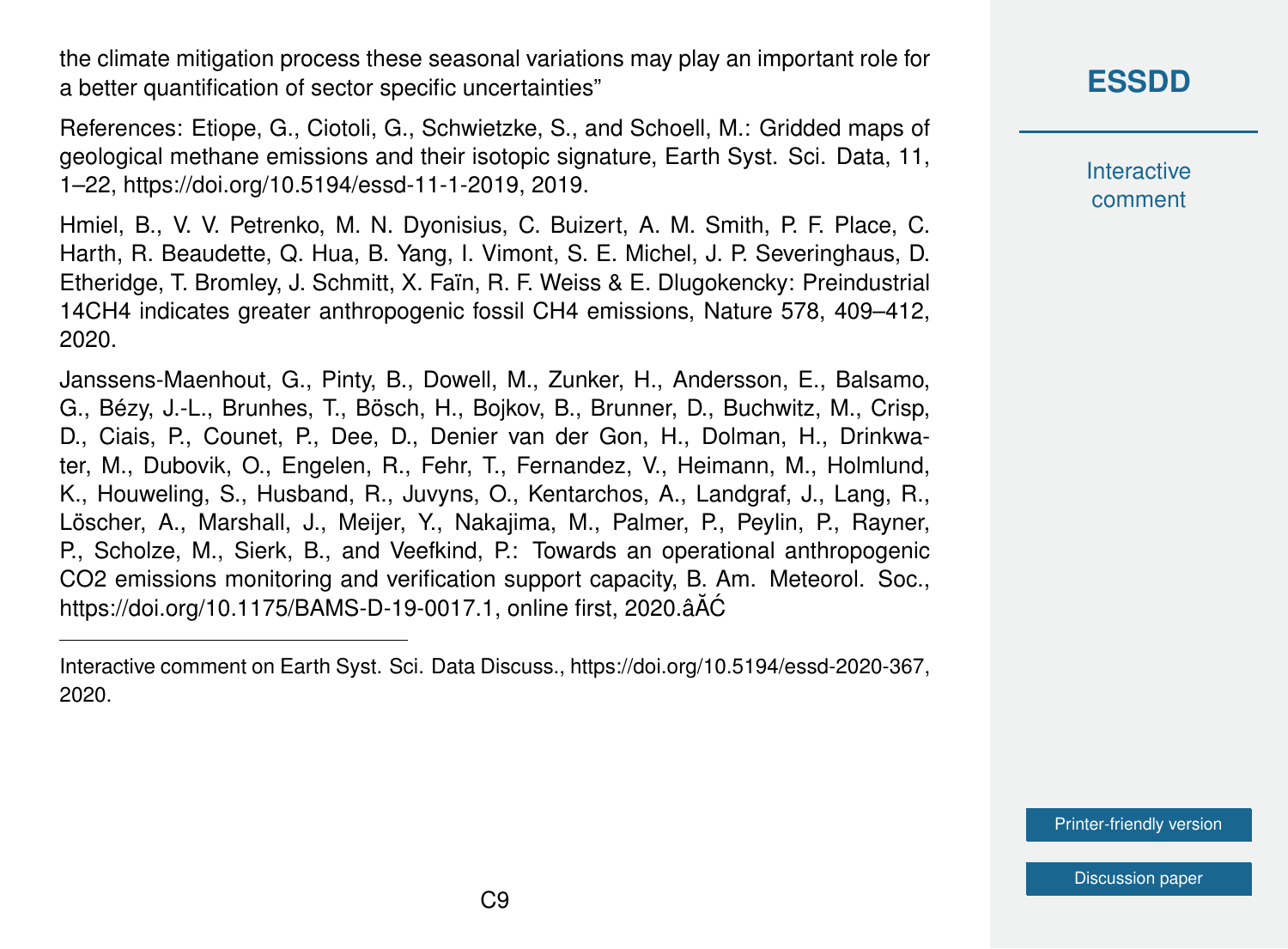the climate mitigation process these seasonal variations may play an important role for a better quantification of sector specific uncertainties"

References: Etiope, G., Ciotoli, G., Schwietzke, S., and Schoell, M.: Gridded maps of geological methane emissions and their isotopic signature, Earth Syst. Sci. Data, 11, 1–22, https://doi.org/10.5194/essd-11-1-2019, 2019.

Hmiel, B., V. V. Petrenko, M. N. Dyonisius, C. Buizert, A. M. Smith, P. F. Place, C. Harth, R. Beaudette, Q. Hua, B. Yang, I. Vimont, S. E. Michel, J. P. Severinghaus, D. Etheridge, T. Bromley, J. Schmitt, X. Faïn, R. F. Weiss & E. Dlugokencky: Preindustrial $^{14}CH_4$ indicates greater anthropogenic fossil $CH_4$ emissions, Nature 578, 409–412, 2020.

Janssens-Maenhout, G., Pinty, B., Dowell, M., Zunker, H., Andersson, E., Balsamo, G., Bézy, J.-L., Brunhes, T., Bösch, H., Bojkov, B., Brunner, D., Buchwitz, M., Crisp, D., Ciais, P., Counet, P., Dee, D., Denier van der Gon, H., Dolman, H., Drinkwater, M., Dubovik, O., Engelen, R., Fehr, T., Fernandez, V., Heimann, M., Holmlund, K., Houweling, S., Husband, R., Juvyns, O., Kentarchos, A., Landgraf, J., Lang, R., Löscher, A., Marshall, J., Meijer, Y., Nakajima, M., Palmer, P., Peylin, P., Rayner, P., Scholze, M., Sierk, B., and Veefkind, P.: Towards an operational anthropogenic $CO_2$ emissions monitoring and verification support capacity, B. Am. Meteorol. Soc., https://doi.org/10.1175/BAMS-D-19-0017.1, online first, 2020.âĂĆ

Interactive comment on Earth Syst. Sci. Data Discuss., https://doi.org/10.5194/essd-2020-367, 2020.